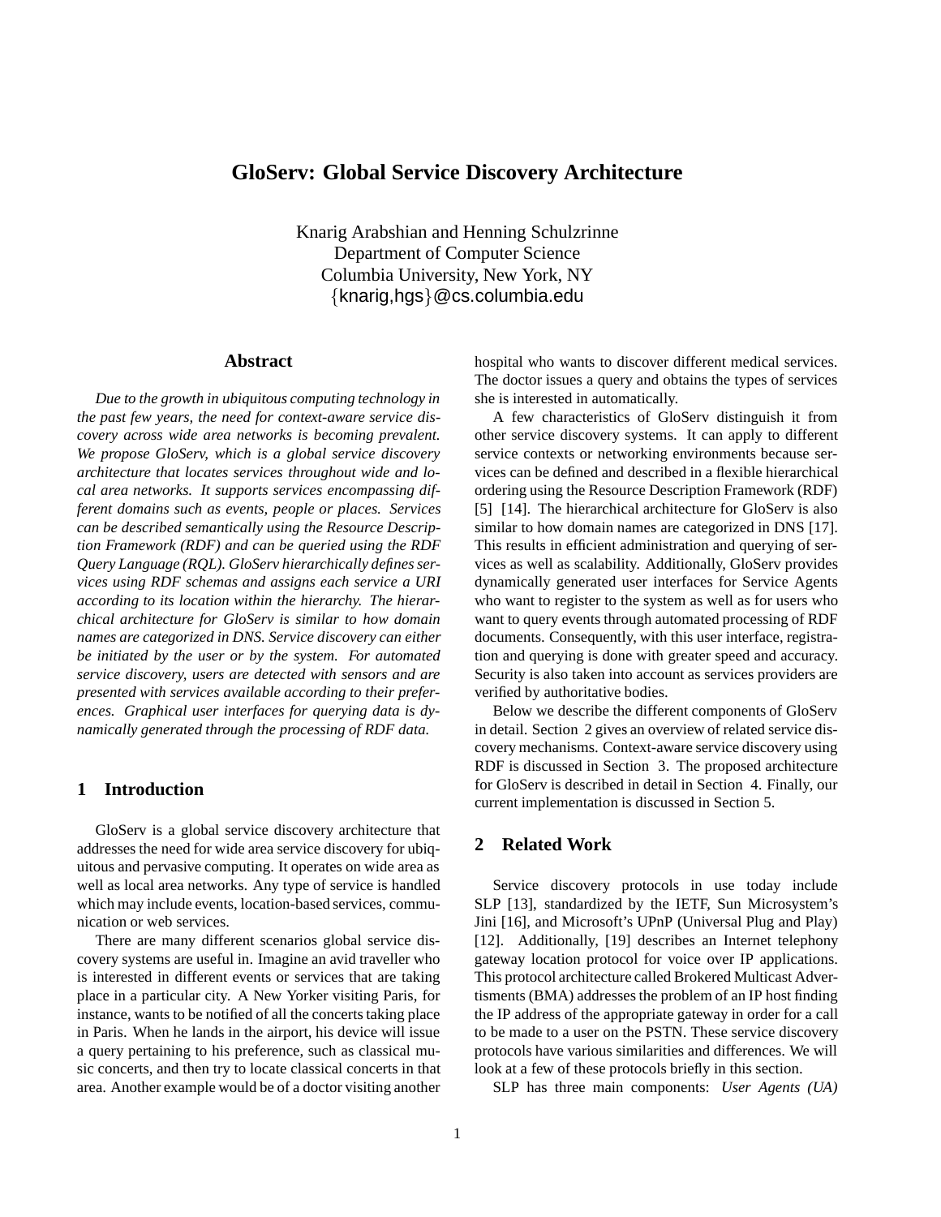# GloServ: Global Service Discovery Architecture

Knarig Arabshian and Henning Schulzrinne
Department of Computer Science
Columbia University, New York, NY
{knarig,hgs}@cs.columbia.edu

## Abstract

*Due to the growth in ubiquitous computing technology in the past few years, the need for context-aware service discovery across wide area networks is becoming prevalent. We propose GloServ, which is a global service discovery architecture that locates services throughout wide and local area networks. It supports services encompassing different domains such as events, people or places. Services can be described semantically using the Resource Description Framework (RDF) and can be queried using the RDF Query Language (RQL). GloServ hierarchically defines services using RDF schemas and assigns each service a URI according to its location within the hierarchy. The hierarchical architecture for GloServ is similar to how domain names are categorized in DNS. Service discovery can either be initiated by the user or by the system. For automated service discovery, users are detected with sensors and are presented with services available according to their preferences. Graphical user interfaces for querying data is dynamically generated through the processing of RDF data.*

## 1 Introduction

GloServ is a global service discovery architecture that addresses the need for wide area service discovery for ubiquitous and pervasive computing. It operates on wide area as well as local area networks. Any type of service is handled which may include events, location-based services, communication or web services.

There are many different scenarios global service discovery systems are useful in. Imagine an avid traveller who is interested in different events or services that are taking place in a particular city. A New Yorker visiting Paris, for instance, wants to be notified of all the concerts taking place in Paris. When he lands in the airport, his device will issue a query pertaining to his preference, such as classical music concerts, and then try to locate classical concerts in that area. Another example would be of a doctor visiting another hospital who wants to discover different medical services. The doctor issues a query and obtains the types of services she is interested in automatically.

A few characteristics of GloServ distinguish it from other service discovery systems. It can apply to different service contexts or networking environments because services can be defined and described in a flexible hierarchical ordering using the Resource Description Framework (RDF) [5] [14]. The hierarchical architecture for GloServ is also similar to how domain names are categorized in DNS [17]. This results in efficient administration and querying of services as well as scalability. Additionally, GloServ provides dynamically generated user interfaces for Service Agents who want to register to the system as well as for users who want to query events through automated processing of RDF documents. Consequently, with this user interface, registration and querying is done with greater speed and accuracy. Security is also taken into account as services providers are verified by authoritative bodies.

Below we describe the different components of GloServ in detail. Section 2 gives an overview of related service discovery mechanisms. Context-aware service discovery using RDF is discussed in Section 3. The proposed architecture for GloServ is described in detail in Section 4. Finally, our current implementation is discussed in Section 5.

## 2 Related Work

Service discovery protocols in use today include SLP [13], standardized by the IETF, Sun Microsystem's Jini [16], and Microsoft's UPnP (Universal Plug and Play) [12]. Additionally, [19] describes an Internet telephony gateway location protocol for voice over IP applications. This protocol architecture called Brokered Multicast Advertisments (BMA) addresses the problem of an IP host finding the IP address of the appropriate gateway in order for a call to be made to a user on the PSTN. These service discovery protocols have various similarities and differences. We will look at a few of these protocols briefly in this section.

SLP has three main components: *User Agents (UA)*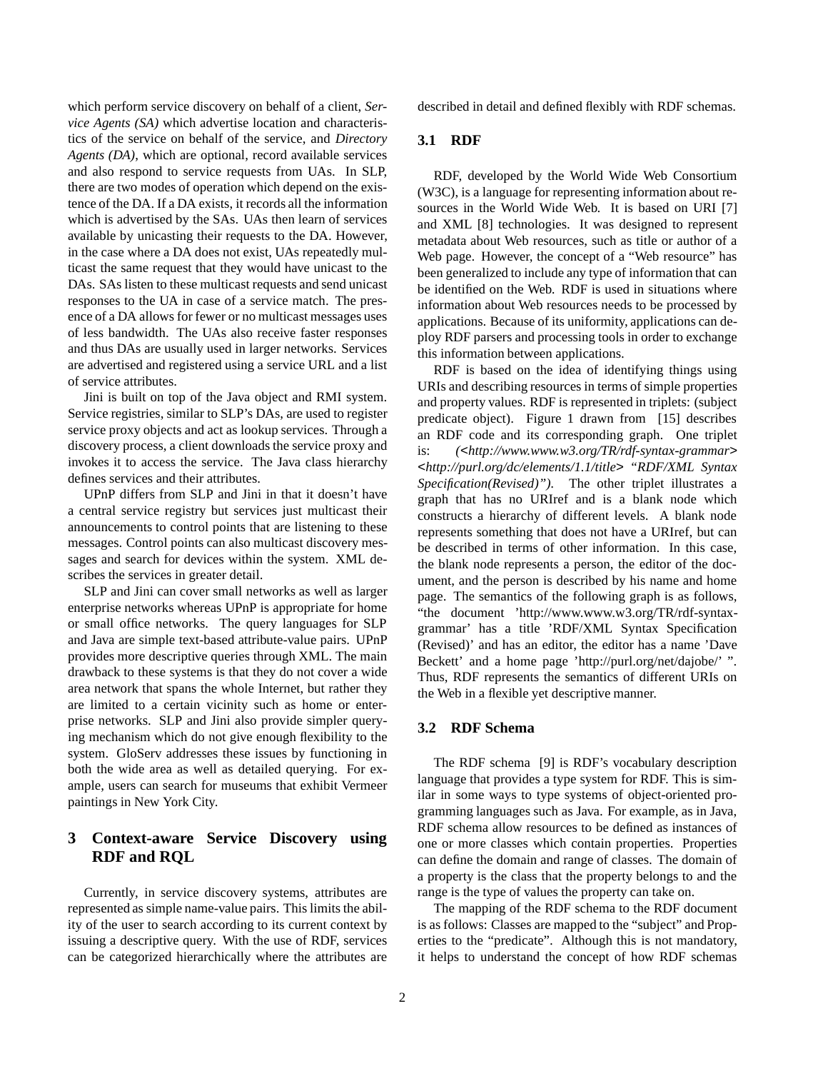which perform service discovery on behalf of a client, *Service Agents (SA)* which advertise location and characteristics of the service on behalf of the service, and *Directory Agents (DA)*, which are optional, record available services and also respond to service requests from UAs. In SLP, there are two modes of operation which depend on the existence of the DA. If a DA exists, it records all the information which is advertised by the SAs. UAs then learn of services available by unicasting their requests to the DA. However, in the case where a DA does not exist, UAs repeatedly multicast the same request that they would have unicast to the DAs. SAs listen to these multicast requests and send unicast responses to the UA in case of a service match. The presence of a DA allows for fewer or no multicast messages uses of less bandwidth. The UAs also receive faster responses and thus DAs are usually used in larger networks. Services are advertised and registered using a service URL and a list of service attributes.

Jini is built on top of the Java object and RMI system. Service registries, similar to SLP's DAs, are used to register service proxy objects and act as lookup services. Through a discovery process, a client downloads the service proxy and invokes it to access the service. The Java class hierarchy defines services and their attributes.

UPnP differs from SLP and Jini in that it doesn't have a central service registry but services just multicast their announcements to control points that are listening to these messages. Control points can also multicast discovery messages and search for devices within the system. XML describes the services in greater detail.

SLP and Jini can cover small networks as well as larger enterprise networks whereas UPnP is appropriate for home or small office networks. The query languages for SLP and Java are simple text-based attribute-value pairs. UPnP provides more descriptive queries through XML. The main drawback to these systems is that they do not cover a wide area network that spans the whole Internet, but rather they are limited to a certain vicinity such as home or enterprise networks. SLP and Jini also provide simpler querying mechanism which do not give enough flexibility to the system. GloServ addresses these issues by functioning in both the wide area as well as detailed querying. For example, users can search for museums that exhibit Vermeer paintings in New York City.

# 3 Context-aware Service Discovery using RDF and RQL

Currently, in service discovery systems, attributes are represented as simple name-value pairs. This limits the ability of the user to search according to its current context by issuing a descriptive query. With the use of RDF, services can be categorized hierarchically where the attributes are described in detail and defined flexibly with RDF schemas.

## 3.1 RDF

RDF, developed by the World Wide Web Consortium (W3C), is a language for representing information about resources in the World Wide Web. It is based on URI [7] and XML [8] technologies. It was designed to represent metadata about Web resources, such as title or author of a Web page. However, the concept of a "Web resource" has been generalized to include any type of information that can be identified on the Web. RDF is used in situations where information about Web resources needs to be processed by applications. Because of its uniformity, applications can deploy RDF parsers and processing tools in order to exchange this information between applications.

RDF is based on the idea of identifying things using URIs and describing resources in terms of simple properties and property values. RDF is represented in triplets: (subject predicate object). Figure 1 drawn from [15] describes an RDF code and its corresponding graph. One triplet is: *(<http://www.www.w3.org/TR/rdf-syntax-grammar> <http://purl.org/dc/elements/1.1/title> "RDF/XML Syntax Specification(Revised)").* The other triplet illustrates a graph that has no URIref and is a blank node which constructs a hierarchy of different levels. A blank node represents something that does not have a URIref, but can be described in terms of other information. In this case, the blank node represents a person, the editor of the document, and the person is described by his name and home page. The semantics of the following graph is as follows, "the document 'http://www.www.w3.org/TR/rdf-syntax-grammar' has a title 'RDF/XML Syntax Specification (Revised)' and has an editor, the editor has a name 'Dave Beckett' and a home page 'http://purl.org/net/dajobe/' ". Thus, RDF represents the semantics of different URIs on the Web in a flexible yet descriptive manner.

## 3.2 RDF Schema

The RDF schema [9] is RDF's vocabulary description language that provides a type system for RDF. This is similar in some ways to type systems of object-oriented programming languages such as Java. For example, as in Java, RDF schema allow resources to be defined as instances of one or more classes which contain properties. Properties can define the domain and range of classes. The domain of a property is the class that the property belongs to and the range is the type of values the property can take on.

The mapping of the RDF schema to the RDF document is as follows: Classes are mapped to the "subject" and Properties to the "predicate". Although this is not mandatory, it helps to understand the concept of how RDF schemas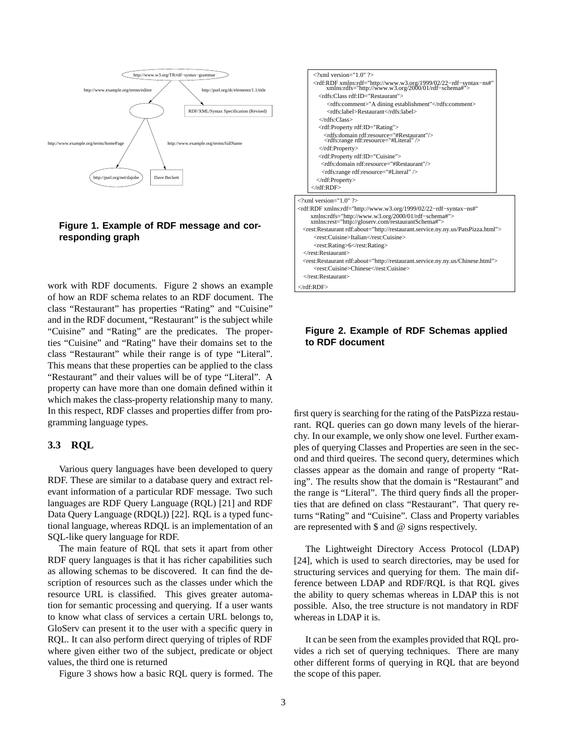```
http://www.w3.org/TR/rdf-syntax-grammar
  --http://www.example.org/terms/editor--> (blank node)
  --http://purl.org/dc/elements/1.1/title--> "RDF/XML/Syntax Specification (Revised)"

(blank node)
  --http://www.example.org/terms/homePage--> http://purl.org/net/dajobe
  --http://www.example.org/terms/fullName--> "Dave Beckett"
```

**Figure 1. Example of RDF message and corresponding graph**

```xml
<?xml version="1.0" ?>
<rdf:RDF xmlns:rdf="http://www.w3.org/1999/02/22-rdf-syntax-ns#"
    xmlns:rdfs="http://www.w3.org/2000/01/rdf-schema#">
  <rdfs:Class rdf:ID="Restaurant">
      <rdfs:comment>"A dining establishment"</rdfs:comment>
      <rdfs:label>Restaurant</rdfs:label>
  </rdfs:Class>
  <rdf:Property rdf:ID="Rating">
     <rdfs:domain rdf:resource="#Restaurant"/>
     <rdfs:range rdf:resource="#Literal" />
  </rdf:Property>
  <rdf:Property rdf:ID="Cuisine">
   <rdfs:domain rdf:resource="#Restaurant"/>
   <rdfs:range rdf:resource="#Literal" />
 </rdf:Property>
</rdf:RDF>
```

```xml
<?xml version="1.0" ?>
<rdf:RDF xmlns:rdf="http://www.w3.org/1999/02/22-rdf-syntax-ns#"
    xmlns:rdfs="http://www.w3.org/2000/01/rdf-schema#">
    xmlns:rest="http://gloserv.com/restaurantSchema#">
  <rest:Restaurant rdf:about="http://restaurant.service.ny.ny.us/PatsPizza.html">
      <rest:Cuisine>Italian</rest:Cuisine>
      <rest:Rating>6</rest:Rating>
  </rest:Restaurant>
  <rest:Restaurant rdf:about="http://restaurant.service.ny.ny.us/Chinese.html">
      <rest:Cuisine>Chinese</rest:Cuisine>
  </rest:Restaurant>
</rdf:RDF>
```

**Figure 2. Example of RDF Schemas applied to RDF document**

work with RDF documents. Figure 2 shows an example of how an RDF schema relates to an RDF document. The class "Restaurant" has properties "Rating" and "Cuisine" and in the RDF document, "Restaurant" is the subject while "Cuisine" and "Rating" are the predicates. The properties "Cuisine" and "Rating" have their domains set to the class "Restaurant" while their range is of type "Literal". This means that these properties can be applied to the class "Restaurant" and their values will be of type "Literal". A property can have more than one domain defined within it which makes the class-property relationship many to many. In this respect, RDF classes and properties differ from programming language types.

### 3.3 RQL

Various query languages have been developed to query RDF. These are similar to a database query and extract relevant information of a particular RDF message. Two such languages are RDF Query Language (RQL) [21] and RDF Data Query Language (RDQL)) [22]. RQL is a typed functional language, whereas RDQL is an implementation of an SQL-like query language for RDF.

The main feature of RQL that sets it apart from other RDF query languages is that it has richer capabilities such as allowing schemas to be discovered. It can find the description of resources such as the classes under which the resource URL is classified. This gives greater automation for semantic processing and querying. If a user wants to know what class of services a certain URL belongs to, GloServ can present it to the user with a specific query in RQL. It can also perform direct querying of triples of RDF where given either two of the subject, predicate or object values, the third one is returned

Figure 3 shows how a basic RQL query is formed. The first query is searching for the rating of the PatsPizza restaurant. RQL queries can go down many levels of the hierarchy. In our example, we only show one level. Further examples of querying Classes and Properties are seen in the second and third queires. The second query, determines which classes appear as the domain and range of property "Rating". The results show that the domain is "Restaurant" and the range is "Literal". The third query finds all the properties that are defined on class "Restaurant". That query returns "Rating" and "Cuisine". Class and Property variables are represented with $ and @ signs respectively.

The Lightweight Directory Access Protocol (LDAP) [24], which is used to search directories, may be used for structuring services and querying for them. The main difference between LDAP and RDF/RQL is that RQL gives the ability to query schemas whereas in LDAP this is not possible. Also, the tree structure is not mandatory in RDF whereas in LDAP it is.

It can be seen from the examples provided that RQL provides a rich set of querying techniques. There are many other different forms of querying in RQL that are beyond the scope of this paper.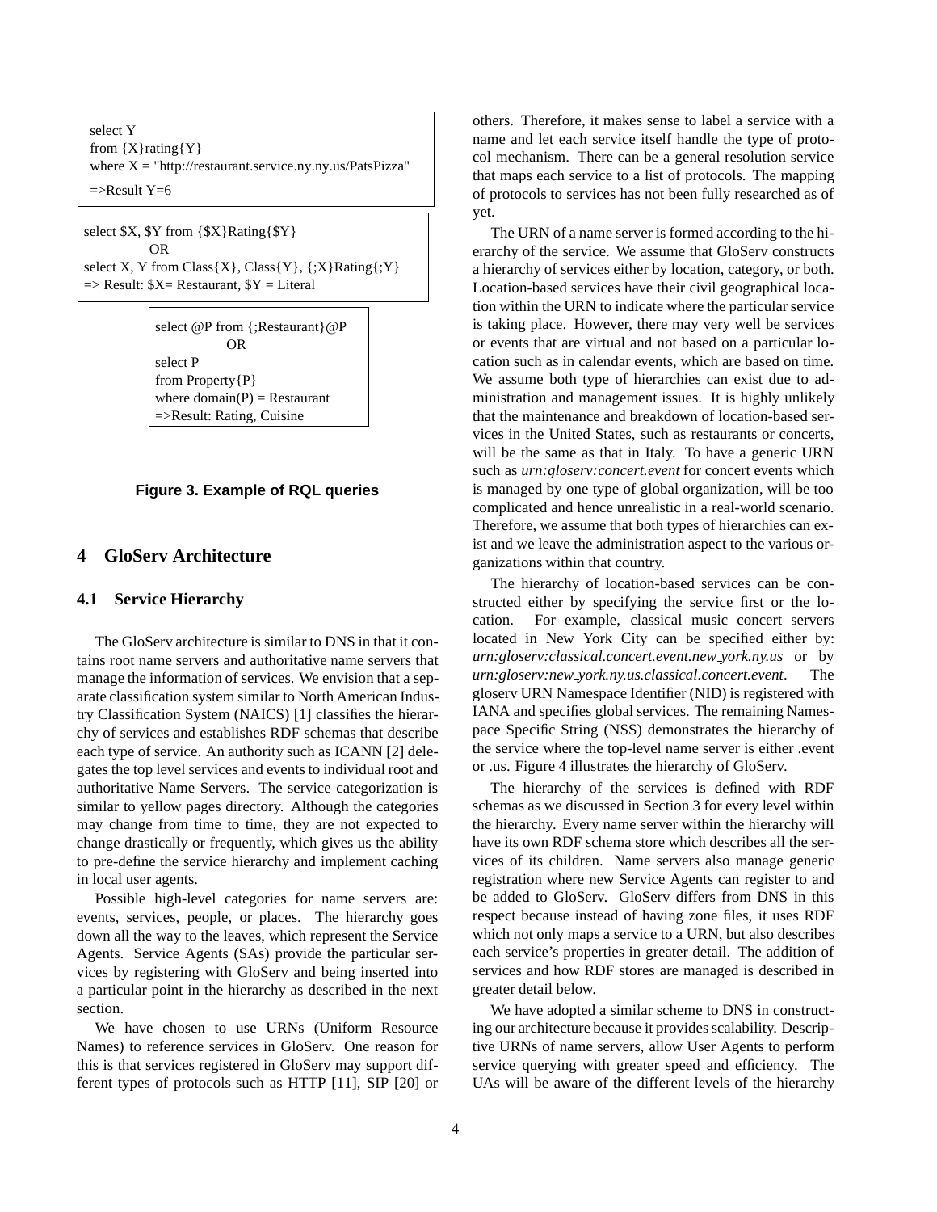```
select Y
from {X}rating{Y}
where X = "http://restaurant.service.ny.ny.us/PatsPizza"
=>Result Y=6
```

```
select $X, $Y from {$X}Rating{$Y}
          OR
select X, Y from Class{X}, Class{Y}, {;X}Rating{;Y}
=> Result: $X= Restaurant, $Y = Literal
```

```
select @P from {;Restaurant}@P
          OR
select P
from Property{P}
where domain(P) = Restaurant
=>Result: Rating, Cuisine
```

**Figure 3. Example of RQL queries**

## 4 GloServ Architecture

### 4.1 Service Hierarchy

The GloServ architecture is similar to DNS in that it contains root name servers and authoritative name servers that manage the information of services. We envision that a separate classification system similar to North American Industry Classification System (NAICS) [1] classifies the hierarchy of services and establishes RDF schemas that describe each type of service. An authority such as ICANN [2] delegates the top level services and events to individual root and authoritative Name Servers. The service categorization is similar to yellow pages directory. Although the categories may change from time to time, they are not expected to change drastically or frequently, which gives us the ability to pre-define the service hierarchy and implement caching in local user agents.

Possible high-level categories for name servers are: events, services, people, or places. The hierarchy goes down all the way to the leaves, which represent the Service Agents. Service Agents (SAs) provide the particular services by registering with GloServ and being inserted into a particular point in the hierarchy as described in the next section.

We have chosen to use URNs (Uniform Resource Names) to reference services in GloServ. One reason for this is that services registered in GloServ may support different types of protocols such as HTTP [11], SIP [20] or others. Therefore, it makes sense to label a service with a name and let each service itself handle the type of protocol mechanism. There can be a general resolution service that maps each service to a list of protocols. The mapping of protocols to services has not been fully researched as of yet.

The URN of a name server is formed according to the hierarchy of the service. We assume that GloServ constructs a hierarchy of services either by location, category, or both. Location-based services have their civil geographical location within the URN to indicate where the particular service is taking place. However, there may very well be services or events that are virtual and not based on a particular location such as in calendar events, which are based on time. We assume both type of hierarchies can exist due to administration and management issues. It is highly unlikely that the maintenance and breakdown of location-based services in the United States, such as restaurants or concerts, will be the same as that in Italy. To have a generic URN such as *urn:gloserv:concert.event* for concert events which is managed by one type of global organization, will be too complicated and hence unrealistic in a real-world scenario. Therefore, we assume that both types of hierarchies can exist and we leave the administration aspect to the various organizations within that country.

The hierarchy of location-based services can be constructed either by specifying the service first or the location. For example, classical music concert servers located in New York City can be specified either by: *urn:gloserv:classical.concert.event.new_york.ny.us* or by *urn:gloserv:new_york.ny.us.classical.concert.event*. The gloserv URN Namespace Identifier (NID) is registered with IANA and specifies global services. The remaining Namespace Specific String (NSS) demonstrates the hierarchy of the service where the top-level name server is either .event or .us. Figure 4 illustrates the hierarchy of GloServ.

The hierarchy of the services is defined with RDF schemas as we discussed in Section 3 for every level within the hierarchy. Every name server within the hierarchy will have its own RDF schema store which describes all the services of its children. Name servers also manage generic registration where new Service Agents can register to and be added to GloServ. GloServ differs from DNS in this respect because instead of having zone files, it uses RDF which not only maps a service to a URN, but also describes each service's properties in greater detail. The addition of services and how RDF stores are managed is described in greater detail below.

We have adopted a similar scheme to DNS in constructing our architecture because it provides scalability. Descriptive URNs of name servers, allow User Agents to perform service querying with greater speed and efficiency. The UAs will be aware of the different levels of the hierarchy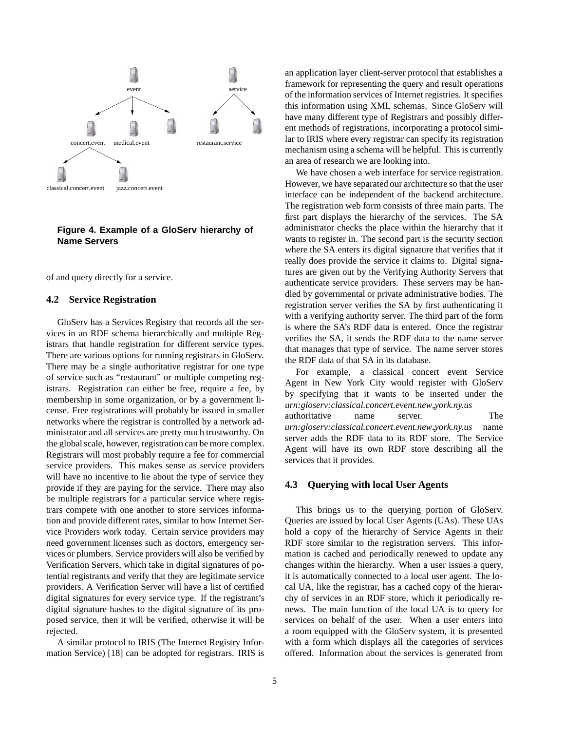Figure 4. Example of a GloServ hierarchy of Name Servers

of and query directly for a service.

### 4.2 Service Registration

GloServ has a Services Registry that records all the services in an RDF schema hierarchically and multiple Registrars that handle registration for different service types. There are various options for running registrars in GloServ. There may be a single authoritative registrar for one type of service such as "restaurant" or multiple competing registrars. Registration can either be free, require a fee, by membership in some organization, or by a government license. Free registrations will probably be issued in smaller networks where the registrar is controlled by a network administrator and all services are pretty much trustworthy. On the global scale, however, registration can be more complex. Registrars will most probably require a fee for commercial service providers. This makes sense as service providers will have no incentive to lie about the type of service they provide if they are paying for the service. There may also be multiple registrars for a particular service where registrars compete with one another to store services information and provide different rates, similar to how Internet Service Providers work today. Certain service providers may need government licenses such as doctors, emergency services or plumbers. Service providers will also be verified by Verification Servers, which take in digital signatures of potential registrants and verify that they are legitimate service providers. A Verification Server will have a list of certified digital signatures for every service type. If the registrant's digital signature hashes to the digital signature of its proposed service, then it will be verified, otherwise it will be rejected.

A similar protocol to IRIS (The Internet Registry Information Service) [18] can be adopted for registrars. IRIS is an application layer client-server protocol that establishes a framework for representing the query and result operations of the information services of Internet registries. It specifies this information using XML schemas. Since GloServ will have many different type of Registrars and possibly different methods of registrations, incorporating a protocol similar to IRIS where every registrar can specify its registration mechanism using a schema will be helpful. This is currently an area of research we are looking into.

We have chosen a web interface for service registration. However, we have separated our architecture so that the user interface can be independent of the backend architecture. The registration web form consists of three main parts. The first part displays the hierarchy of the services. The SA administrator checks the place within the hierarchy that it wants to register in. The second part is the security section where the SA enters its digital signature that verifies that it really does provide the service it claims to. Digital signatures are given out by the Verifying Authority Servers that authenticate service providers. These servers may be handled by governmental or private administrative bodies. The registration server verifies the SA by first authenticating it with a verifying authority server. The third part of the form is where the SA's RDF data is entered. Once the registrar verifies the SA, it sends the RDF data to the name server that manages that type of service. The name server stores the RDF data of that SA in its database.

For example, a classical concert event Service Agent in New York City would register with GloServ by specifying that it wants to be inserted under the *urn:gloserv:classical.concert.event.new_york.ny.us* authoritative name server. The *urn:gloserv:classical.concert.event.new_york.ny.us* name server adds the RDF data to its RDF store. The Service Agent will have its own RDF store describing all the services that it provides.

### 4.3 Querying with local User Agents

This brings us to the querying portion of GloServ. Queries are issued by local User Agents (UAs). These UAs hold a copy of the hierarchy of Service Agents in their RDF store similar to the registration servers. This information is cached and periodically renewed to update any changes within the hierarchy. When a user issues a query, it is automatically connected to a local user agent. The local UA, like the registrar, has a cached copy of the hierarchy of services in an RDF store, which it periodically renews. The main function of the local UA is to query for services on behalf of the user. When a user enters into a room equipped with the GloServ system, it is presented with a form which displays all the categories of services offered. Information about the services is generated from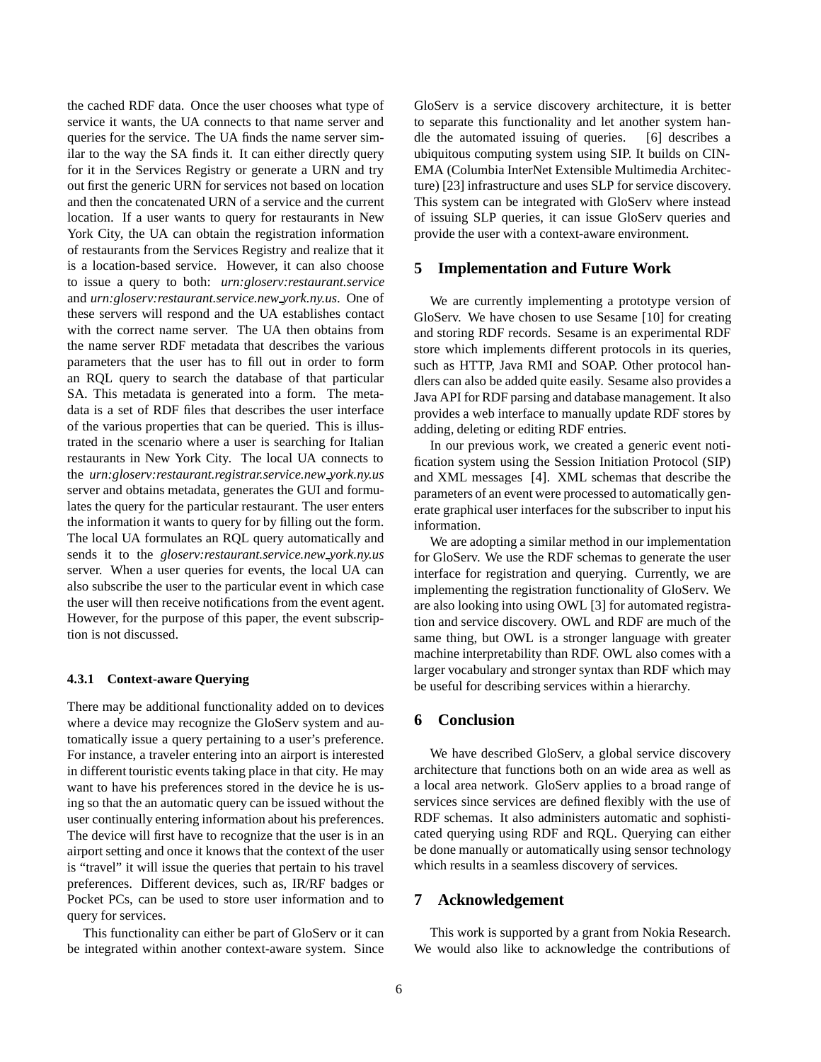the cached RDF data. Once the user chooses what type of service it wants, the UA connects to that name server and queries for the service. The UA finds the name server similar to the way the SA finds it. It can either directly query for it in the Services Registry or generate a URN and try out first the generic URN for services not based on location and then the concatenated URN of a service and the current location. If a user wants to query for restaurants in New York City, the UA can obtain the registration information of restaurants from the Services Registry and realize that it is a location-based service. However, it can also choose to issue a query to both: *urn:gloserv:restaurant.service* and *urn:gloserv:restaurant.service.new_york.ny.us*. One of these servers will respond and the UA establishes contact with the correct name server. The UA then obtains from the name server RDF metadata that describes the various parameters that the user has to fill out in order to form an RQL query to search the database of that particular SA. This metadata is generated into a form. The metadata is a set of RDF files that describes the user interface of the various properties that can be queried. This is illustrated in the scenario where a user is searching for Italian restaurants in New York City. The local UA connects to the *urn:gloserv:restaurant.registrar.service.new_york.ny.us* server and obtains metadata, generates the GUI and formulates the query for the particular restaurant. The user enters the information it wants to query for by filling out the form. The local UA formulates an RQL query automatically and sends it to the *gloserv:restaurant.service.new_york.ny.us* server. When a user queries for events, the local UA can also subscribe the user to the particular event in which case the user will then receive notifications from the event agent. However, for the purpose of this paper, the event subscription is not discussed.

#### 4.3.1 Context-aware Querying

There may be additional functionality added on to devices where a device may recognize the GloServ system and automatically issue a query pertaining to a user's preference. For instance, a traveler entering into an airport is interested in different touristic events taking place in that city. He may want to have his preferences stored in the device he is using so that the an automatic query can be issued without the user continually entering information about his preferences. The device will first have to recognize that the user is in an airport setting and once it knows that the context of the user is "travel" it will issue the queries that pertain to his travel preferences. Different devices, such as, IR/RF badges or Pocket PCs, can be used to store user information and to query for services.

This functionality can either be part of GloServ or it can be integrated within another context-aware system. Since GloServ is a service discovery architecture, it is better to separate this functionality and let another system handle the automated issuing of queries. [6] describes a ubiquitous computing system using SIP. It builds on CINEMA (Columbia InterNet Extensible Multimedia Architecture) [23] infrastructure and uses SLP for service discovery. This system can be integrated with GloServ where instead of issuing SLP queries, it can issue GloServ queries and provide the user with a context-aware environment.

## 5 Implementation and Future Work

We are currently implementing a prototype version of GloServ. We have chosen to use Sesame [10] for creating and storing RDF records. Sesame is an experimental RDF store which implements different protocols in its queries, such as HTTP, Java RMI and SOAP. Other protocol handlers can also be added quite easily. Sesame also provides a Java API for RDF parsing and database management. It also provides a web interface to manually update RDF stores by adding, deleting or editing RDF entries.

In our previous work, we created a generic event notification system using the Session Initiation Protocol (SIP) and XML messages [4]. XML schemas that describe the parameters of an event were processed to automatically generate graphical user interfaces for the subscriber to input his information.

We are adopting a similar method in our implementation for GloServ. We use the RDF schemas to generate the user interface for registration and querying. Currently, we are implementing the registration functionality of GloServ. We are also looking into using OWL [3] for automated registration and service discovery. OWL and RDF are much of the same thing, but OWL is a stronger language with greater machine interpretability than RDF. OWL also comes with a larger vocabulary and stronger syntax than RDF which may be useful for describing services within a hierarchy.

## 6 Conclusion

We have described GloServ, a global service discovery architecture that functions both on an wide area as well as a local area network. GloServ applies to a broad range of services since services are defined flexibly with the use of RDF schemas. It also administers automatic and sophisticated querying using RDF and RQL. Querying can either be done manually or automatically using sensor technology which results in a seamless discovery of services.

## 7 Acknowledgement

This work is supported by a grant from Nokia Research. We would also like to acknowledge the contributions of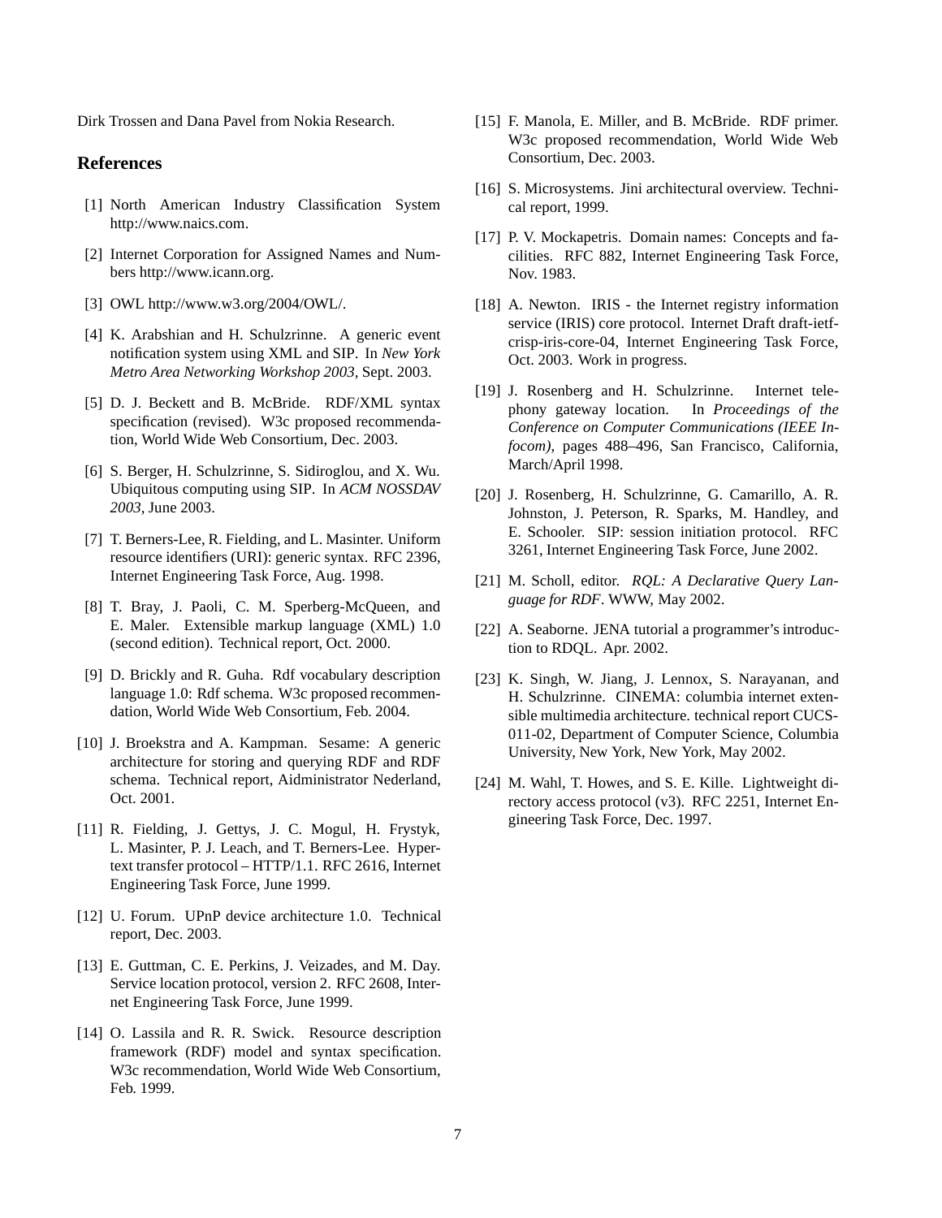Dirk Trossen and Dana Pavel from Nokia Research.

## References

[1] North American Industry Classification System http://www.naics.com.

[2] Internet Corporation for Assigned Names and Numbers http://www.icann.org.

[3] OWL http://www.w3.org/2004/OWL/.

[4] K. Arabshian and H. Schulzrinne. A generic event notification system using XML and SIP. In *New York Metro Area Networking Workshop 2003*, Sept. 2003.

[5] D. J. Beckett and B. McBride. RDF/XML syntax specification (revised). W3c proposed recommendation, World Wide Web Consortium, Dec. 2003.

[6] S. Berger, H. Schulzrinne, S. Sidiroglou, and X. Wu. Ubiquitous computing using SIP. In *ACM NOSSDAV 2003*, June 2003.

[7] T. Berners-Lee, R. Fielding, and L. Masinter. Uniform resource identifiers (URI): generic syntax. RFC 2396, Internet Engineering Task Force, Aug. 1998.

[8] T. Bray, J. Paoli, C. M. Sperberg-McQueen, and E. Maler. Extensible markup language (XML) 1.0 (second edition). Technical report, Oct. 2000.

[9] D. Brickly and R. Guha. Rdf vocabulary description language 1.0: Rdf schema. W3c proposed recommendation, World Wide Web Consortium, Feb. 2004.

[10] J. Broekstra and A. Kampman. Sesame: A generic architecture for storing and querying RDF and RDF schema. Technical report, Aidministrator Nederland, Oct. 2001.

[11] R. Fielding, J. Gettys, J. C. Mogul, H. Frystyk, L. Masinter, P. J. Leach, and T. Berners-Lee. Hypertext transfer protocol – HTTP/1.1. RFC 2616, Internet Engineering Task Force, June 1999.

[12] U. Forum. UPnP device architecture 1.0. Technical report, Dec. 2003.

[13] E. Guttman, C. E. Perkins, J. Veizades, and M. Day. Service location protocol, version 2. RFC 2608, Internet Engineering Task Force, June 1999.

[14] O. Lassila and R. R. Swick. Resource description framework (RDF) model and syntax specification. W3c recommendation, World Wide Web Consortium, Feb. 1999.

[15] F. Manola, E. Miller, and B. McBride. RDF primer. W3c proposed recommendation, World Wide Web Consortium, Dec. 2003.

[16] S. Microsystems. Jini architectural overview. Technical report, 1999.

[17] P. V. Mockapetris. Domain names: Concepts and facilities. RFC 882, Internet Engineering Task Force, Nov. 1983.

[18] A. Newton. IRIS - the Internet registry information service (IRIS) core protocol. Internet Draft draft-ietf-crisp-iris-core-04, Internet Engineering Task Force, Oct. 2003. Work in progress.

[19] J. Rosenberg and H. Schulzrinne. Internet telephony gateway location. In *Proceedings of the Conference on Computer Communications (IEEE Infocom)*, pages 488–496, San Francisco, California, March/April 1998.

[20] J. Rosenberg, H. Schulzrinne, G. Camarillo, A. R. Johnston, J. Peterson, R. Sparks, M. Handley, and E. Schooler. SIP: session initiation protocol. RFC 3261, Internet Engineering Task Force, June 2002.

[21] M. Scholl, editor. *RQL: A Declarative Query Language for RDF*. WWW, May 2002.

[22] A. Seaborne. JENA tutorial a programmer's introduction to RDQL. Apr. 2002.

[23] K. Singh, W. Jiang, J. Lennox, S. Narayanan, and H. Schulzrinne. CINEMA: columbia internet extensible multimedia architecture. technical report CUCS-011-02, Department of Computer Science, Columbia University, New York, New York, May 2002.

[24] M. Wahl, T. Howes, and S. E. Kille. Lightweight directory access protocol (v3). RFC 2251, Internet Engineering Task Force, Dec. 1997.